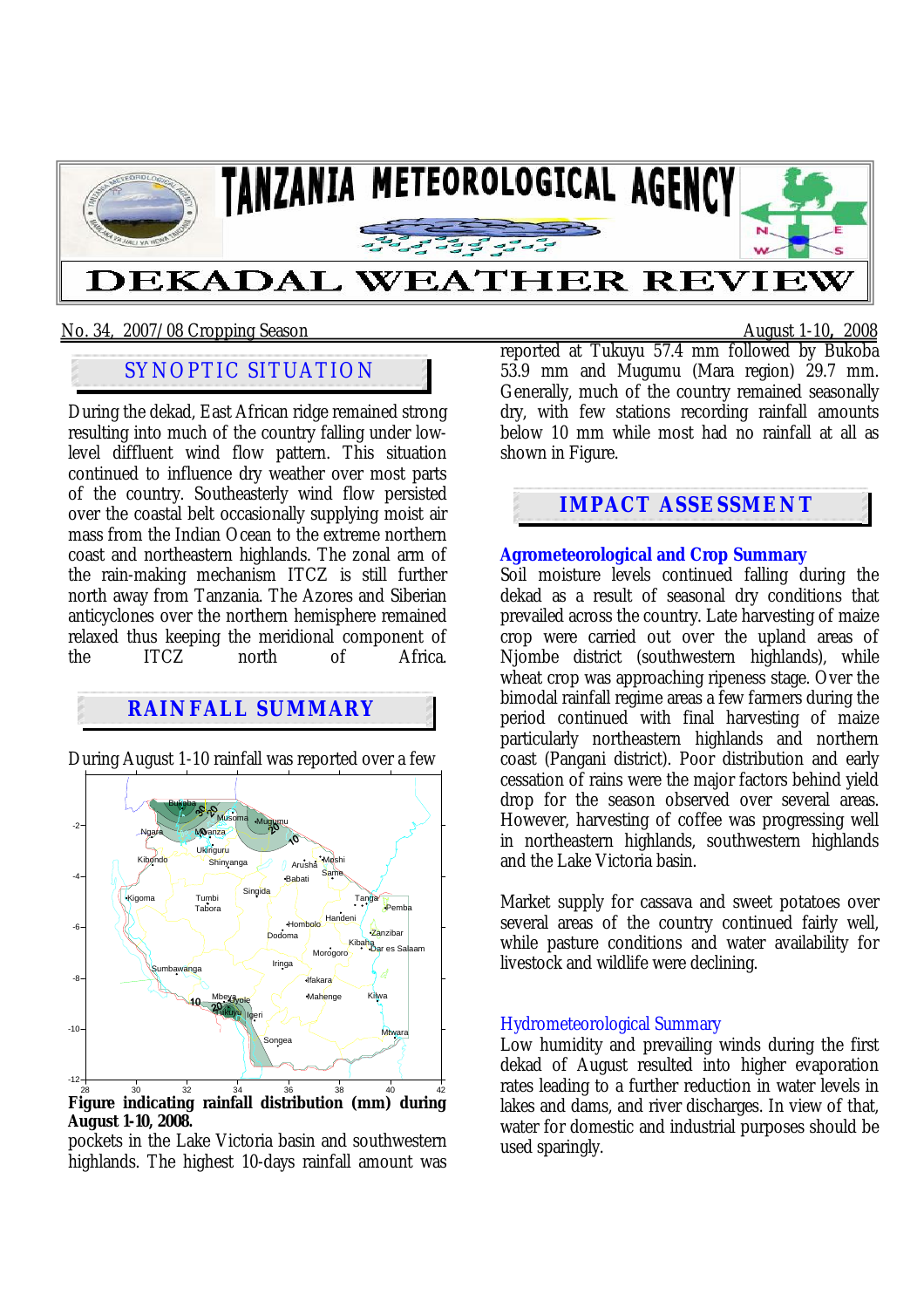# TANZANIA METEOROLOGICAL AGENCY

# DEKADAL WEATHER REVIEW

No. 34, 2007/08 Cropping Season — August 1-10, 2008

## SYNOPTIC SITUATION

During the dekad, East African ridge remained strong resulting into much of the country falling under low-level diffluent wind flow pattern. This situation continued to influence dry weather over most parts of the country. Southeasterly wind flow persisted over the coastal belt occasionally supplying moist air mass from the Indian Ocean to the extreme northern coast and northeastern highlands. The zonal arm of the rain-making mechanism ITCZ is still further north away from Tanzania. The Azores and Siberian anticyclones over the northern hemisphere remained relaxed thus keeping the meridional component of the ITCZ north of Africa.

## RAINFALL SUMMARY

During August 1-10 rainfall was reported over a few pockets in the Lake Victoria basin and southwestern highlands. The highest 10-days rainfall amount was reported at Tukuyu 57.4 mm followed by Bukoba 53.9 mm and Mugumu (Mara region) 29.7 mm. Generally, much of the country remained seasonally dry, with few stations recording rainfall amounts below 10 mm while most had no rainfall at all as shown in Figure.

**Figure indicating rainfall distribution (mm) during August 1-10, 2008.**

## IMPACT ASSESSMENT

### Agrometeorological and Crop Summary

Soil moisture levels continued falling during the dekad as a result of seasonal dry conditions that prevailed across the country. Late harvesting of maize crop were carried out over the upland areas of Njombe district (southwestern highlands), while wheat crop was approaching ripeness stage. Over the bimodal rainfall regime areas a few farmers during the period continued with final harvesting of maize particularly northeastern highlands and northern coast (Pangani district). Poor distribution and early cessation of rains were the major factors behind yield drop for the season observed over several areas. However, harvesting of coffee was progressing well in northeastern highlands, southwestern highlands and the Lake Victoria basin.

Market supply for cassava and sweet potatoes over several areas of the country continued fairly well, while pasture conditions and water availability for livestock and wildlife were declining.

### Hydrometeorological Summary

Low humidity and prevailing winds during the first dekad of August resulted into higher evaporation rates leading to a further reduction in water levels in lakes and dams, and river discharges. In view of that, water for domestic and industrial purposes should be used sparingly.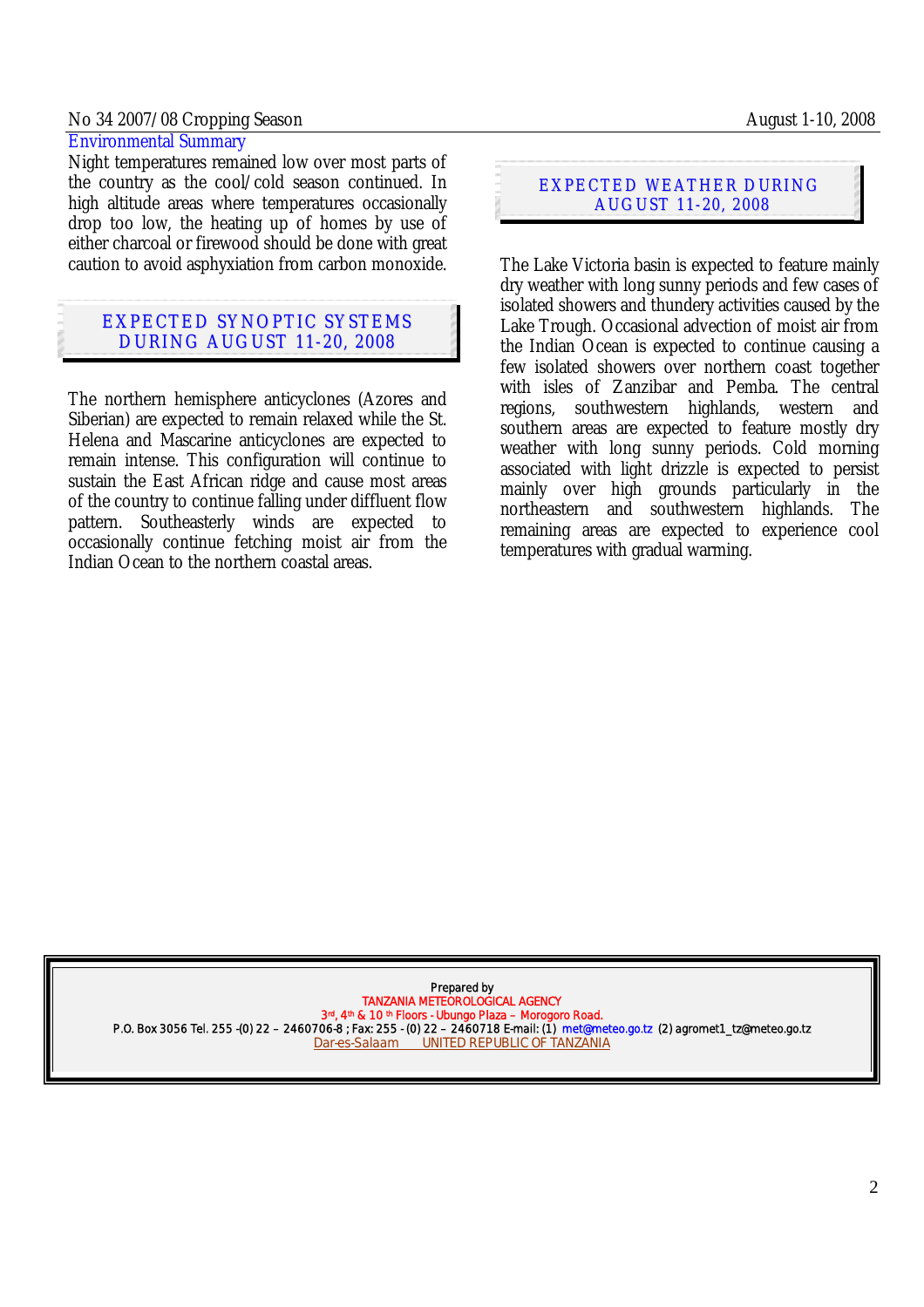## Environmental Summary

Night temperatures remained low over most parts of the country as the cool/cold season continued. In high altitude areas where temperatures occasionally drop too low, the heating up of homes by use of either charcoal or firewood should be done with great caution to avoid asphyxiation from carbon monoxide.

## EXPECTED SYNOPTIC SYSTEMS DURING AUGUST 11-20, 2008

The northern hemisphere anticyclones (Azores and Siberian) are expected to remain relaxed while the St. Helena and Mascarine anticyclones are expected to remain intense. This configuration will continue to sustain the East African ridge and cause most areas of the country to continue falling under diffluent flow pattern. Southeasterly winds are expected to occasionally continue fetching moist air from the Indian Ocean to the northern coastal areas.

## EXPECTED WEATHER DURING AUGUST 11-20, 2008

The Lake Victoria basin is expected to feature mainly dry weather with long sunny periods and few cases of isolated showers and thundery activities caused by the Lake Trough. Occasional advection of moist air from the Indian Ocean is expected to continue causing a few isolated showers over northern coast together with isles of Zanzibar and Pemba. The central regions, southwestern highlands, western and southern areas are expected to feature mostly dry weather with long sunny periods. Cold morning associated with light drizzle is expected to persist mainly over high grounds particularly in the northeastern and southwestern highlands. The remaining areas are expected to experience cool temperatures with gradual warming.

Prepared by
TANZANIA METEOROLOGICAL AGENCY
3rd, 4th & 10th Floors - Ubungo Plaza – Morogoro Road.
P.O. Box 3056 Tel. 255 -(0) 22 – 2460706-8 ; Fax: 255 - (0) 22 – 2460718 E-mail: (1) met@meteo.go.tz (2) agromet1_tz@meteo.go.tz
Dar-es-Salaam UNITED REPUBLIC OF TANZANIA